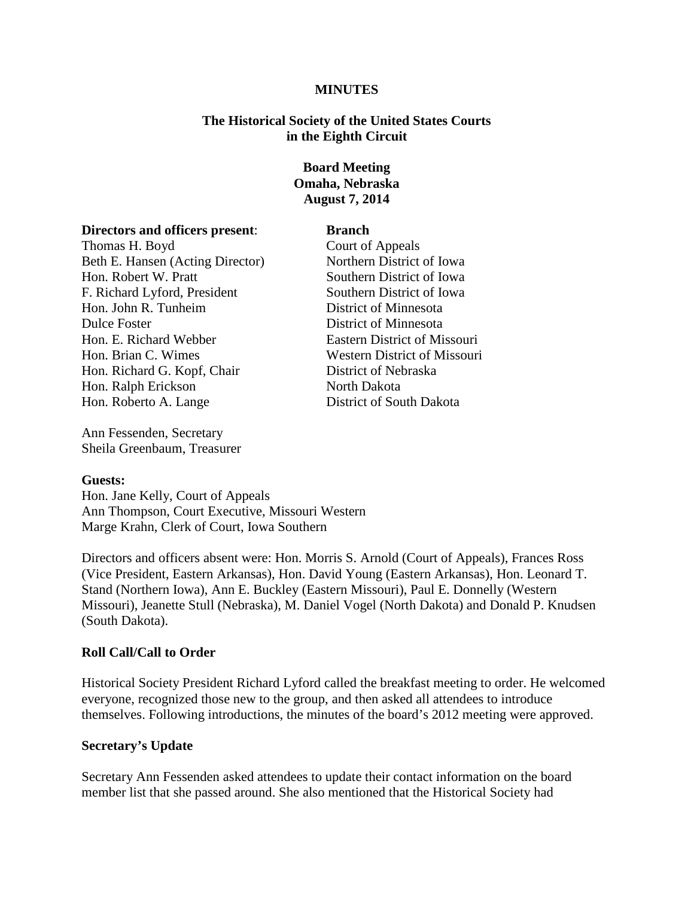**MINUTES**

**The Historical Society of the United States Courts in the Eighth Circuit**

**Board Meeting**
**Omaha, Nebraska**
**August 7, 2014**

| **Directors and officers present**: | **Branch** |
|---|---|
| Thomas H. Boyd | Court of Appeals |
| Beth E. Hansen (Acting Director) | Northern District of Iowa |
| Hon. Robert W. Pratt | Southern District of Iowa |
| F. Richard Lyford, President | Southern District of Iowa |
| Hon. John R. Tunheim | District of Minnesota |
| Dulce Foster | District of Minnesota |
| Hon. E. Richard Webber | Eastern District of Missouri |
| Hon. Brian C. Wimes | Western District of Missouri |
| Hon. Richard G. Kopf, Chair | District of Nebraska |
| Hon. Ralph Erickson | North Dakota |
| Hon. Roberto A. Lange | District of South Dakota |

Ann Fessenden, Secretary
Sheila Greenbaum, Treasurer

**Guests:**
Hon. Jane Kelly, Court of Appeals
Ann Thompson, Court Executive, Missouri Western
Marge Krahn, Clerk of Court, Iowa Southern

Directors and officers absent were: Hon. Morris S. Arnold (Court of Appeals), Frances Ross (Vice President, Eastern Arkansas), Hon. David Young (Eastern Arkansas), Hon. Leonard T. Stand (Northern Iowa), Ann E. Buckley (Eastern Missouri), Paul E. Donnelly (Western Missouri), Jeanette Stull (Nebraska), M. Daniel Vogel (North Dakota) and Donald P. Knudsen (South Dakota).

**Roll Call/Call to Order**

Historical Society President Richard Lyford called the breakfast meeting to order. He welcomed everyone, recognized those new to the group, and then asked all attendees to introduce themselves. Following introductions, the minutes of the board's 2012 meeting were approved.

**Secretary's Update**

Secretary Ann Fessenden asked attendees to update their contact information on the board member list that she passed around. She also mentioned that the Historical Society had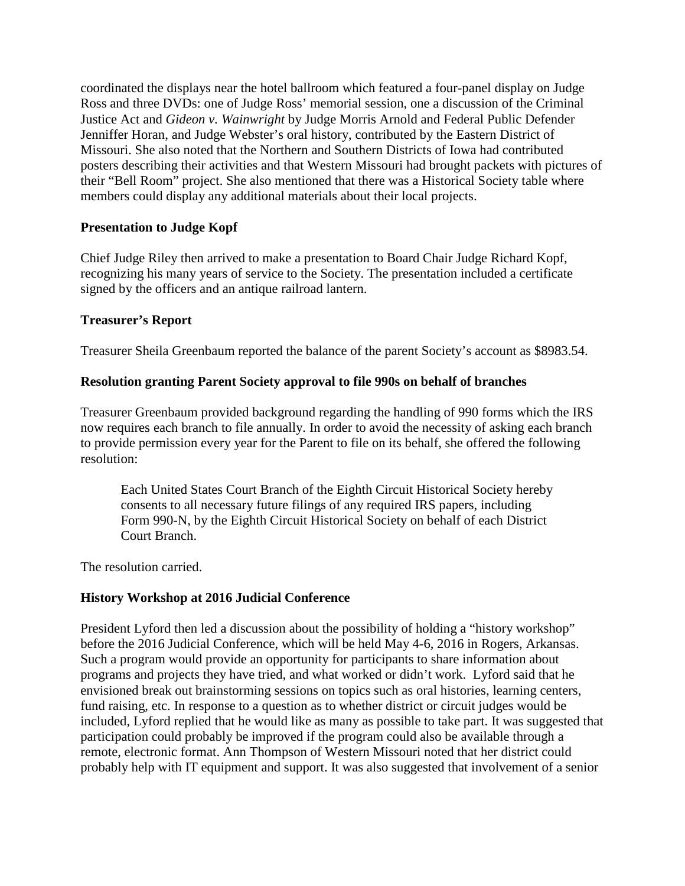coordinated the displays near the hotel ballroom which featured a four-panel display on Judge Ross and three DVDs: one of Judge Ross' memorial session, one a discussion of the Criminal Justice Act and *Gideon v. Wainwright* by Judge Morris Arnold and Federal Public Defender Jenniffer Horan, and Judge Webster's oral history, contributed by the Eastern District of Missouri. She also noted that the Northern and Southern Districts of Iowa had contributed posters describing their activities and that Western Missouri had brought packets with pictures of their "Bell Room" project. She also mentioned that there was a Historical Society table where members could display any additional materials about their local projects.

**Presentation to Judge Kopf**

Chief Judge Riley then arrived to make a presentation to Board Chair Judge Richard Kopf, recognizing his many years of service to the Society. The presentation included a certificate signed by the officers and an antique railroad lantern.

**Treasurer's Report**

Treasurer Sheila Greenbaum reported the balance of the parent Society's account as $8983.54.

**Resolution granting Parent Society approval to file 990s on behalf of branches**

Treasurer Greenbaum provided background regarding the handling of 990 forms which the IRS now requires each branch to file annually. In order to avoid the necessity of asking each branch to provide permission every year for the Parent to file on its behalf, she offered the following resolution:

> Each United States Court Branch of the Eighth Circuit Historical Society hereby consents to all necessary future filings of any required IRS papers, including Form 990-N, by the Eighth Circuit Historical Society on behalf of each District Court Branch.

The resolution carried.

**History Workshop at 2016 Judicial Conference**

President Lyford then led a discussion about the possibility of holding a "history workshop" before the 2016 Judicial Conference, which will be held May 4-6, 2016 in Rogers, Arkansas. Such a program would provide an opportunity for participants to share information about programs and projects they have tried, and what worked or didn't work. Lyford said that he envisioned break out brainstorming sessions on topics such as oral histories, learning centers, fund raising, etc. In response to a question as to whether district or circuit judges would be included, Lyford replied that he would like as many as possible to take part. It was suggested that participation could probably be improved if the program could also be available through a remote, electronic format. Ann Thompson of Western Missouri noted that her district could probably help with IT equipment and support. It was also suggested that involvement of a senior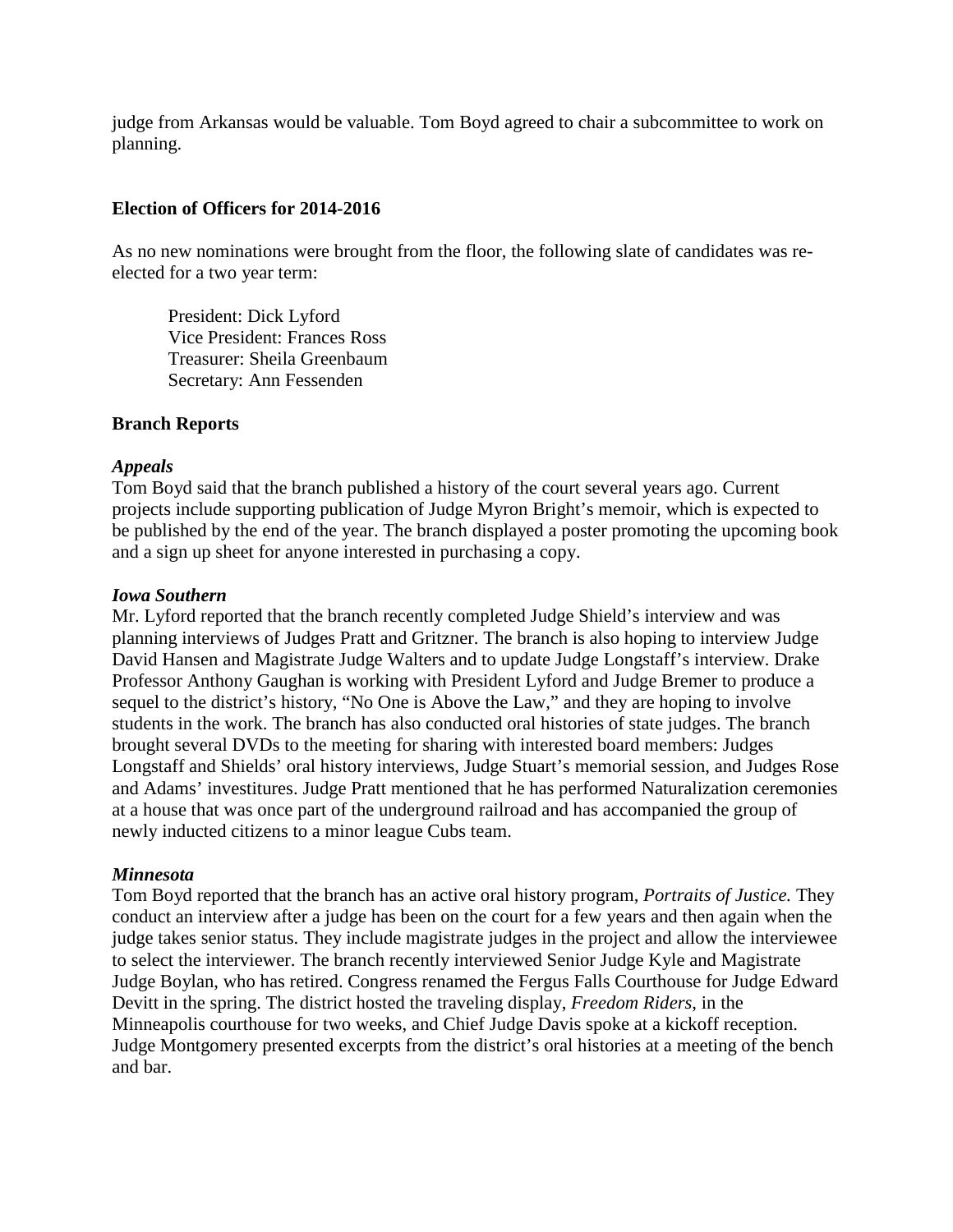judge from Arkansas would be valuable. Tom Boyd agreed to chair a subcommittee to work on planning.

**Election of Officers for 2014-2016**

As no new nominations were brought from the floor, the following slate of candidates was re-elected for a two year term:

President: Dick Lyford
Vice President: Frances Ross
Treasurer: Sheila Greenbaum
Secretary: Ann Fessenden

**Branch Reports**

***Appeals***
Tom Boyd said that the branch published a history of the court several years ago. Current projects include supporting publication of Judge Myron Bright's memoir, which is expected to be published by the end of the year. The branch displayed a poster promoting the upcoming book and a sign up sheet for anyone interested in purchasing a copy.

***Iowa Southern***
Mr. Lyford reported that the branch recently completed Judge Shield's interview and was planning interviews of Judges Pratt and Gritzner. The branch is also hoping to interview Judge David Hansen and Magistrate Judge Walters and to update Judge Longstaff's interview. Drake Professor Anthony Gaughan is working with President Lyford and Judge Bremer to produce a sequel to the district's history, "No One is Above the Law," and they are hoping to involve students in the work. The branch has also conducted oral histories of state judges. The branch brought several DVDs to the meeting for sharing with interested board members: Judges Longstaff and Shields' oral history interviews, Judge Stuart's memorial session, and Judges Rose and Adams' investitures. Judge Pratt mentioned that he has performed Naturalization ceremonies at a house that was once part of the underground railroad and has accompanied the group of newly inducted citizens to a minor league Cubs team.

***Minnesota***
Tom Boyd reported that the branch has an active oral history program, *Portraits of Justice.* They conduct an interview after a judge has been on the court for a few years and then again when the judge takes senior status. They include magistrate judges in the project and allow the interviewee to select the interviewer. The branch recently interviewed Senior Judge Kyle and Magistrate Judge Boylan, who has retired. Congress renamed the Fergus Falls Courthouse for Judge Edward Devitt in the spring. The district hosted the traveling display, *Freedom Riders*, in the Minneapolis courthouse for two weeks, and Chief Judge Davis spoke at a kickoff reception. Judge Montgomery presented excerpts from the district's oral histories at a meeting of the bench and bar.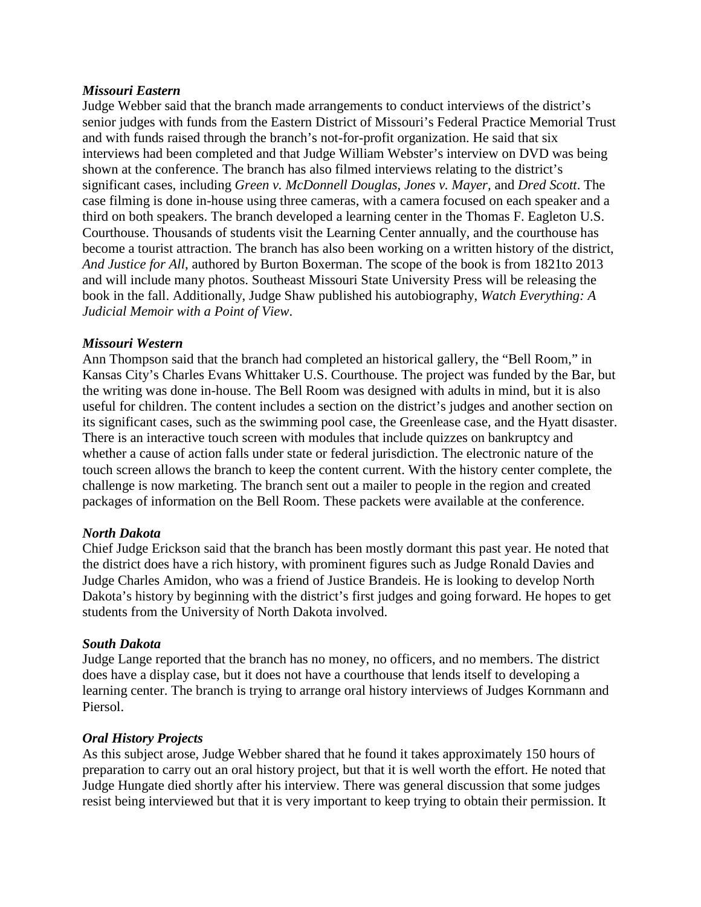***Missouri Eastern***

Judge Webber said that the branch made arrangements to conduct interviews of the district's senior judges with funds from the Eastern District of Missouri's Federal Practice Memorial Trust and with funds raised through the branch's not-for-profit organization. He said that six interviews had been completed and that Judge William Webster's interview on DVD was being shown at the conference. The branch has also filmed interviews relating to the district's significant cases, including *Green v. McDonnell Douglas*, *Jones v. Mayer,* and *Dred Scott*. The case filming is done in-house using three cameras, with a camera focused on each speaker and a third on both speakers. The branch developed a learning center in the Thomas F. Eagleton U.S. Courthouse. Thousands of students visit the Learning Center annually, and the courthouse has become a tourist attraction. The branch has also been working on a written history of the district, *And Justice for All,* authored by Burton Boxerman. The scope of the book is from 1821to 2013 and will include many photos. Southeast Missouri State University Press will be releasing the book in the fall. Additionally, Judge Shaw published his autobiography, *Watch Everything: A Judicial Memoir with a Point of View*.

***Missouri Western***

Ann Thompson said that the branch had completed an historical gallery, the "Bell Room," in Kansas City's Charles Evans Whittaker U.S. Courthouse. The project was funded by the Bar, but the writing was done in-house. The Bell Room was designed with adults in mind, but it is also useful for children. The content includes a section on the district's judges and another section on its significant cases, such as the swimming pool case, the Greenlease case, and the Hyatt disaster. There is an interactive touch screen with modules that include quizzes on bankruptcy and whether a cause of action falls under state or federal jurisdiction. The electronic nature of the touch screen allows the branch to keep the content current. With the history center complete, the challenge is now marketing. The branch sent out a mailer to people in the region and created packages of information on the Bell Room. These packets were available at the conference.

***North Dakota***

Chief Judge Erickson said that the branch has been mostly dormant this past year. He noted that the district does have a rich history, with prominent figures such as Judge Ronald Davies and Judge Charles Amidon, who was a friend of Justice Brandeis. He is looking to develop North Dakota's history by beginning with the district's first judges and going forward. He hopes to get students from the University of North Dakota involved.

***South Dakota***

Judge Lange reported that the branch has no money, no officers, and no members. The district does have a display case, but it does not have a courthouse that lends itself to developing a learning center. The branch is trying to arrange oral history interviews of Judges Kornmann and Piersol.

***Oral History Projects***

As this subject arose, Judge Webber shared that he found it takes approximately 150 hours of preparation to carry out an oral history project, but that it is well worth the effort. He noted that Judge Hungate died shortly after his interview. There was general discussion that some judges resist being interviewed but that it is very important to keep trying to obtain their permission. It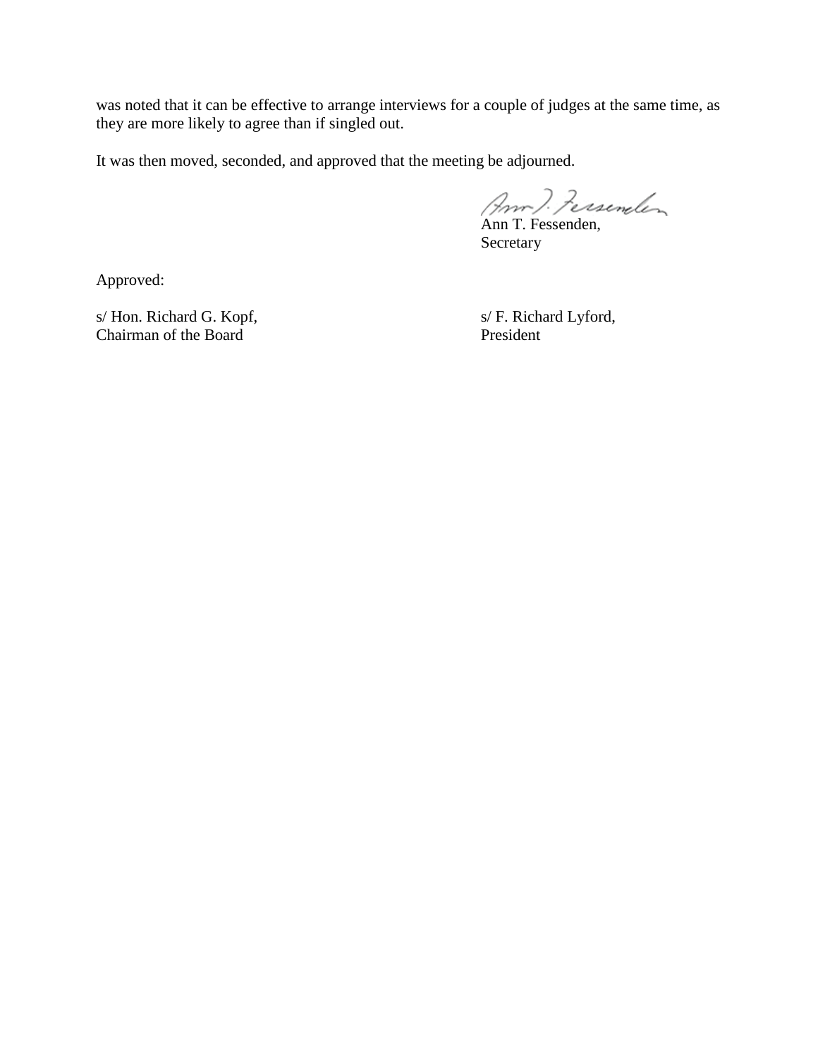was noted that it can be effective to arrange interviews for a couple of judges at the same time, as they are more likely to agree than if singled out.

It was then moved, seconded, and approved that the meeting be adjourned.

Ann T. Fessenden,
Secretary

Approved:

s/ Hon. Richard G. Kopf,
Chairman of the Board

s/ F. Richard Lyford,
President